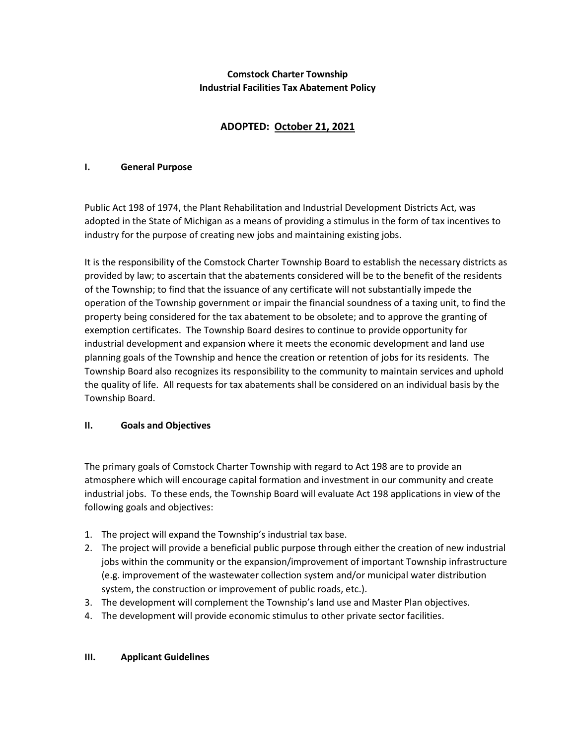# Comstock Charter Township
# Industrial Facilities Tax Abatement Policy

## ADOPTED: October 21, 2021

## I. General Purpose

Public Act 198 of 1974, the Plant Rehabilitation and Industrial Development Districts Act, was adopted in the State of Michigan as a means of providing a stimulus in the form of tax incentives to industry for the purpose of creating new jobs and maintaining existing jobs.

It is the responsibility of the Comstock Charter Township Board to establish the necessary districts as provided by law; to ascertain that the abatements considered will be to the benefit of the residents of the Township; to find that the issuance of any certificate will not substantially impede the operation of the Township government or impair the financial soundness of a taxing unit, to find the property being considered for the tax abatement to be obsolete; and to approve the granting of exemption certificates. The Township Board desires to continue to provide opportunity for industrial development and expansion where it meets the economic development and land use planning goals of the Township and hence the creation or retention of jobs for its residents. The Township Board also recognizes its responsibility to the community to maintain services and uphold the quality of life. All requests for tax abatements shall be considered on an individual basis by the Township Board.

## II. Goals and Objectives

The primary goals of Comstock Charter Township with regard to Act 198 are to provide an atmosphere which will encourage capital formation and investment in our community and create industrial jobs. To these ends, the Township Board will evaluate Act 198 applications in view of the following goals and objectives:

1. The project will expand the Township's industrial tax base.
2. The project will provide a beneficial public purpose through either the creation of new industrial jobs within the community or the expansion/improvement of important Township infrastructure (e.g. improvement of the wastewater collection system and/or municipal water distribution system, the construction or improvement of public roads, etc.).
3. The development will complement the Township's land use and Master Plan objectives.
4. The development will provide economic stimulus to other private sector facilities.

## III. Applicant Guidelines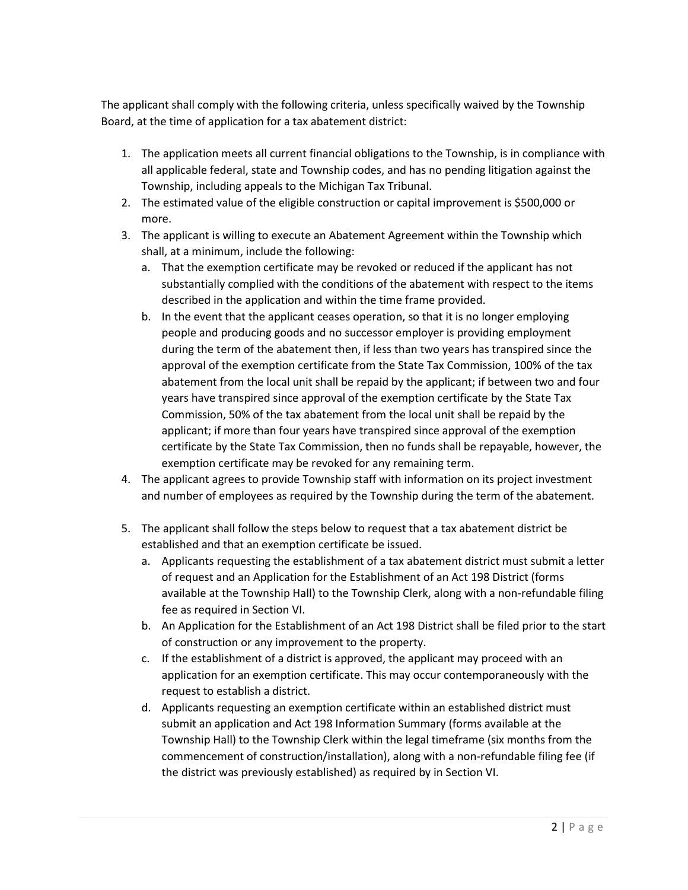The applicant shall comply with the following criteria, unless specifically waived by the Township Board, at the time of application for a tax abatement district:

1. The application meets all current financial obligations to the Township, is in compliance with all applicable federal, state and Township codes, and has no pending litigation against the Township, including appeals to the Michigan Tax Tribunal.
2. The estimated value of the eligible construction or capital improvement is $500,000 or more.
3. The applicant is willing to execute an Abatement Agreement within the Township which shall, at a minimum, include the following:
   a. That the exemption certificate may be revoked or reduced if the applicant has not substantially complied with the conditions of the abatement with respect to the items described in the application and within the time frame provided.
   b. In the event that the applicant ceases operation, so that it is no longer employing people and producing goods and no successor employer is providing employment during the term of the abatement then, if less than two years has transpired since the approval of the exemption certificate from the State Tax Commission, 100% of the tax abatement from the local unit shall be repaid by the applicant; if between two and four years have transpired since approval of the exemption certificate by the State Tax Commission, 50% of the tax abatement from the local unit shall be repaid by the applicant; if more than four years have transpired since approval of the exemption certificate by the State Tax Commission, then no funds shall be repayable, however, the exemption certificate may be revoked for any remaining term.
4. The applicant agrees to provide Township staff with information on its project investment and number of employees as required by the Township during the term of the abatement.
5. The applicant shall follow the steps below to request that a tax abatement district be established and that an exemption certificate be issued.
   a. Applicants requesting the establishment of a tax abatement district must submit a letter of request and an Application for the Establishment of an Act 198 District (forms available at the Township Hall) to the Township Clerk, along with a non-refundable filing fee as required in Section VI.
   b. An Application for the Establishment of an Act 198 District shall be filed prior to the start of construction or any improvement to the property.
   c. If the establishment of a district is approved, the applicant may proceed with an application for an exemption certificate. This may occur contemporaneously with the request to establish a district.
   d. Applicants requesting an exemption certificate within an established district must submit an application and Act 198 Information Summary (forms available at the Township Hall) to the Township Clerk within the legal timeframe (six months from the commencement of construction/installation), along with a non-refundable filing fee (if the district was previously established) as required by in Section VI.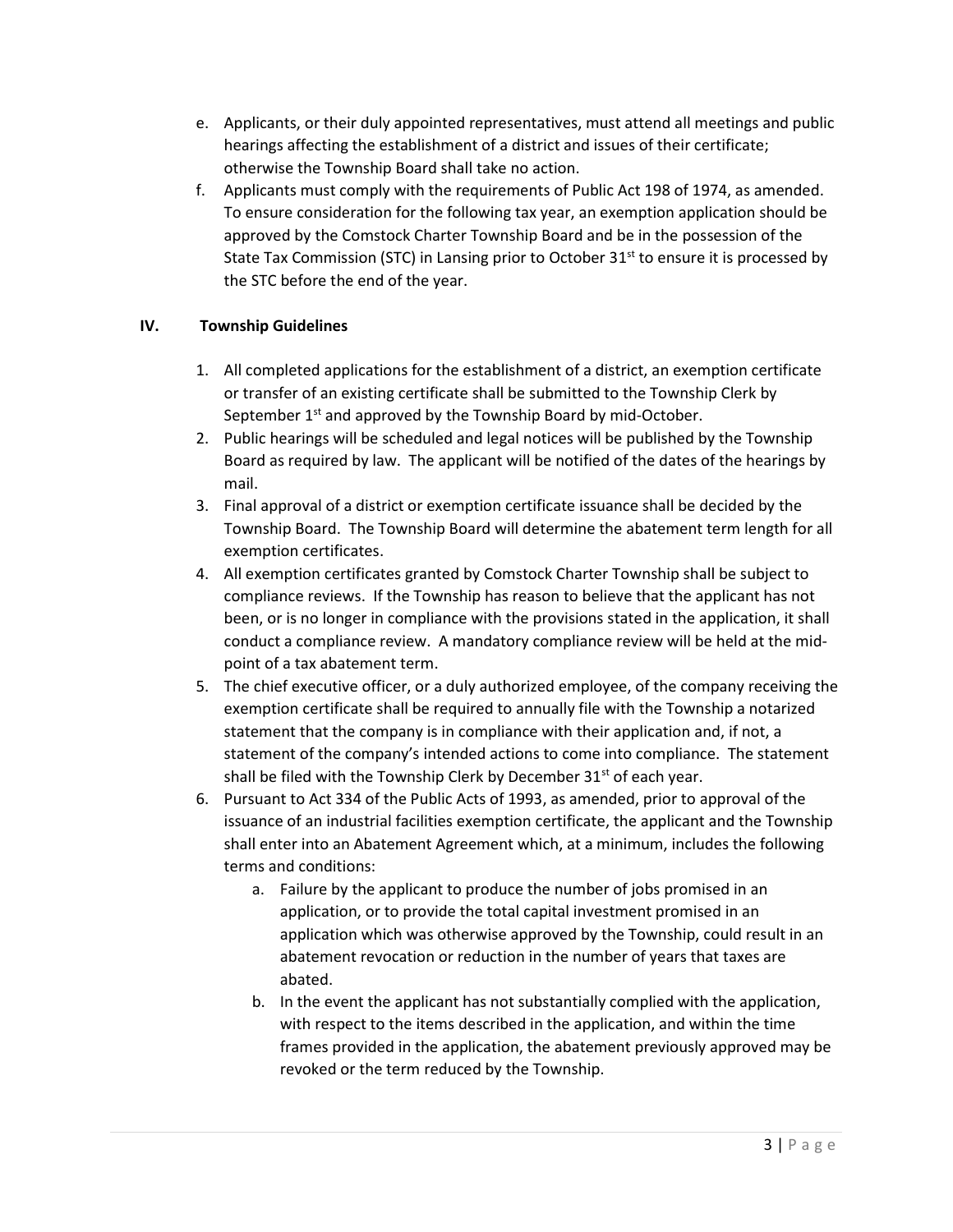e. Applicants, or their duly appointed representatives, must attend all meetings and public hearings affecting the establishment of a district and issues of their certificate; otherwise the Township Board shall take no action.
f. Applicants must comply with the requirements of Public Act 198 of 1974, as amended. To ensure consideration for the following tax year, an exemption application should be approved by the Comstock Charter Township Board and be in the possession of the State Tax Commission (STC) in Lansing prior to October 31st to ensure it is processed by the STC before the end of the year.

## IV. Township Guidelines

1. All completed applications for the establishment of a district, an exemption certificate or transfer of an existing certificate shall be submitted to the Township Clerk by September 1st and approved by the Township Board by mid-October.
2. Public hearings will be scheduled and legal notices will be published by the Township Board as required by law. The applicant will be notified of the dates of the hearings by mail.
3. Final approval of a district or exemption certificate issuance shall be decided by the Township Board. The Township Board will determine the abatement term length for all exemption certificates.
4. All exemption certificates granted by Comstock Charter Township shall be subject to compliance reviews. If the Township has reason to believe that the applicant has not been, or is no longer in compliance with the provisions stated in the application, it shall conduct a compliance review. A mandatory compliance review will be held at the mid-point of a tax abatement term.
5. The chief executive officer, or a duly authorized employee, of the company receiving the exemption certificate shall be required to annually file with the Township a notarized statement that the company is in compliance with their application and, if not, a statement of the company's intended actions to come into compliance. The statement shall be filed with the Township Clerk by December 31st of each year.
6. Pursuant to Act 334 of the Public Acts of 1993, as amended, prior to approval of the issuance of an industrial facilities exemption certificate, the applicant and the Township shall enter into an Abatement Agreement which, at a minimum, includes the following terms and conditions:
    a. Failure by the applicant to produce the number of jobs promised in an application, or to provide the total capital investment promised in an application which was otherwise approved by the Township, could result in an abatement revocation or reduction in the number of years that taxes are abated.
    b. In the event the applicant has not substantially complied with the application, with respect to the items described in the application, and within the time frames provided in the application, the abatement previously approved may be revoked or the term reduced by the Township.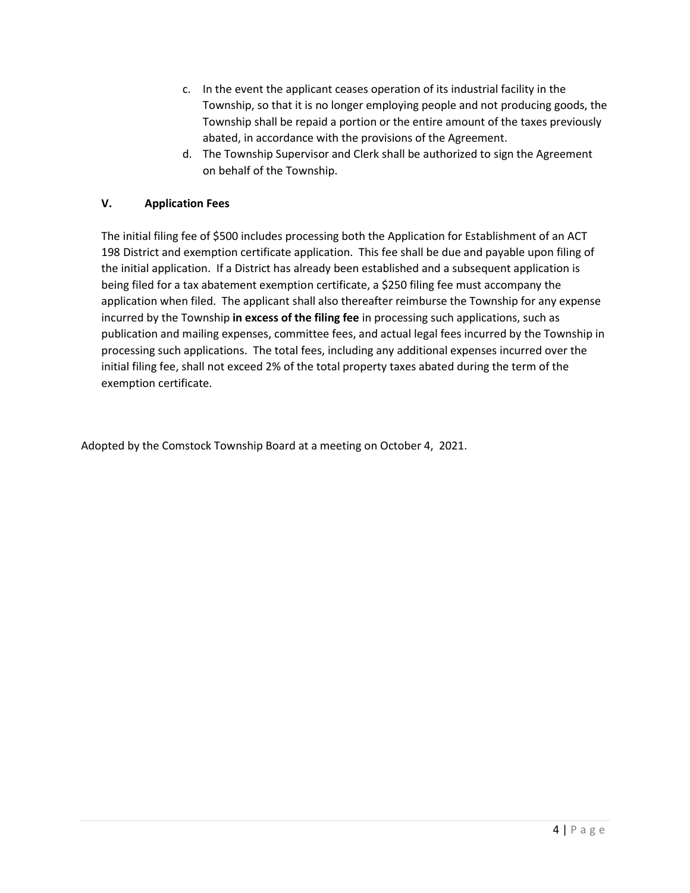c. In the event the applicant ceases operation of its industrial facility in the Township, so that it is no longer employing people and not producing goods, the Township shall be repaid a portion or the entire amount of the taxes previously abated, in accordance with the provisions of the Agreement.
d. The Township Supervisor and Clerk shall be authorized to sign the Agreement on behalf of the Township.

## V. Application Fees

The initial filing fee of $500 includes processing both the Application for Establishment of an ACT 198 District and exemption certificate application. This fee shall be due and payable upon filing of the initial application. If a District has already been established and a subsequent application is being filed for a tax abatement exemption certificate, a $250 filing fee must accompany the application when filed. The applicant shall also thereafter reimburse the Township for any expense incurred by the Township **in excess of the filing fee** in processing such applications, such as publication and mailing expenses, committee fees, and actual legal fees incurred by the Township in processing such applications. The total fees, including any additional expenses incurred over the initial filing fee, shall not exceed 2% of the total property taxes abated during the term of the exemption certificate.

Adopted by the Comstock Township Board at a meeting on October 4, 2021.